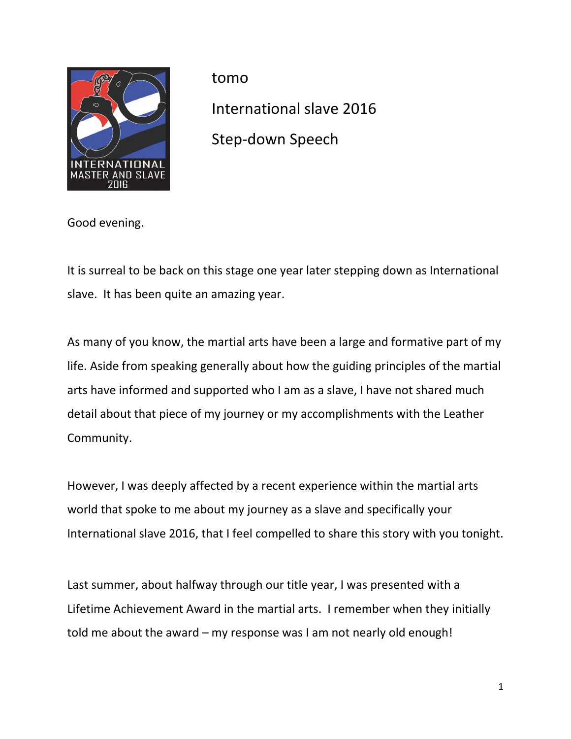tomo

International slave 2016

Step-down Speech

Good evening.

It is surreal to be back on this stage one year later stepping down as International slave. It has been quite an amazing year.

As many of you know, the martial arts have been a large and formative part of my life. Aside from speaking generally about how the guiding principles of the martial arts have informed and supported who I am as a slave, I have not shared much detail about that piece of my journey or my accomplishments with the Leather Community.

However, I was deeply affected by a recent experience within the martial arts world that spoke to me about my journey as a slave and specifically your International slave 2016, that I feel compelled to share this story with you tonight.

Last summer, about halfway through our title year, I was presented with a Lifetime Achievement Award in the martial arts. I remember when they initially told me about the award – my response was I am not nearly old enough!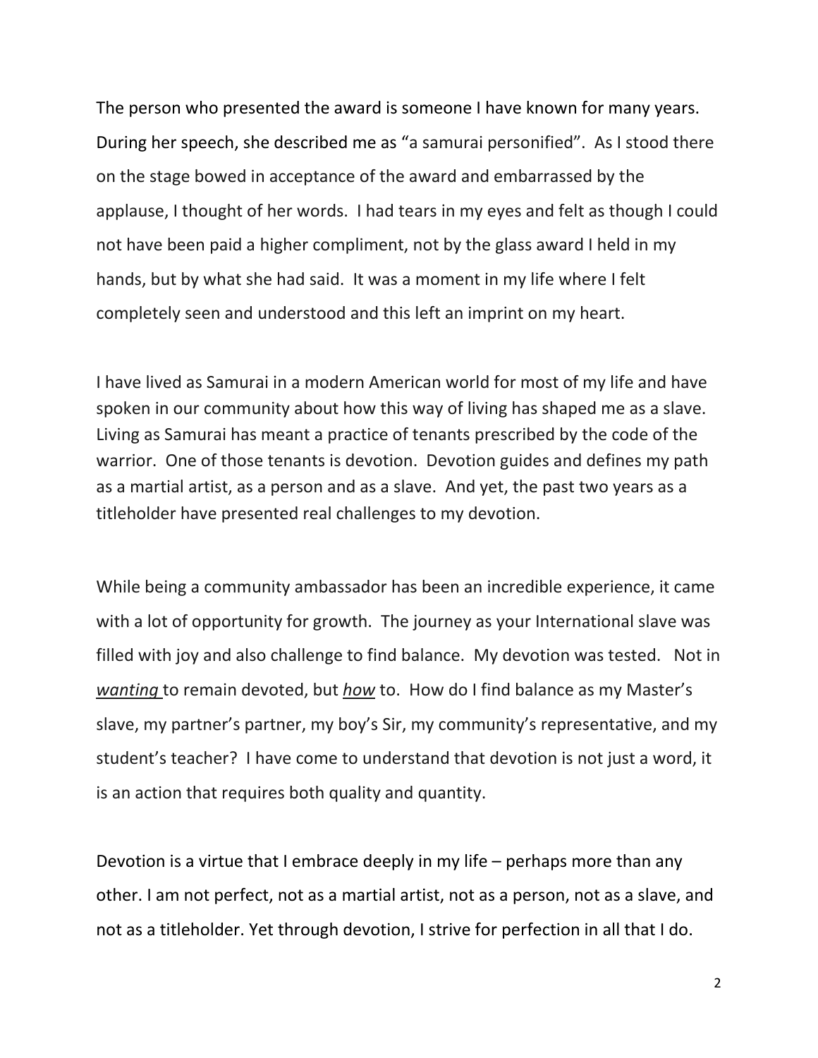The person who presented the award is someone I have known for many years. During her speech, she described me as "a samurai personified". As I stood there on the stage bowed in acceptance of the award and embarrassed by the applause, I thought of her words. I had tears in my eyes and felt as though I could not have been paid a higher compliment, not by the glass award I held in my hands, but by what she had said. It was a moment in my life where I felt completely seen and understood and this left an imprint on my heart.

I have lived as Samurai in a modern American world for most of my life and have spoken in our community about how this way of living has shaped me as a slave. Living as Samurai has meant a practice of tenants prescribed by the code of the warrior. One of those tenants is devotion. Devotion guides and defines my path as a martial artist, as a person and as a slave. And yet, the past two years as a titleholder have presented real challenges to my devotion.

While being a community ambassador has been an incredible experience, it came with a lot of opportunity for growth. The journey as your International slave was filled with joy and also challenge to find balance. My devotion was tested. Not in ***wanting*** to remain devoted, but ***how*** to. How do I find balance as my Master's slave, my partner's partner, my boy's Sir, my community's representative, and my student's teacher? I have come to understand that devotion is not just a word, it is an action that requires both quality and quantity.

Devotion is a virtue that I embrace deeply in my life – perhaps more than any other. I am not perfect, not as a martial artist, not as a person, not as a slave, and not as a titleholder. Yet through devotion, I strive for perfection in all that I do.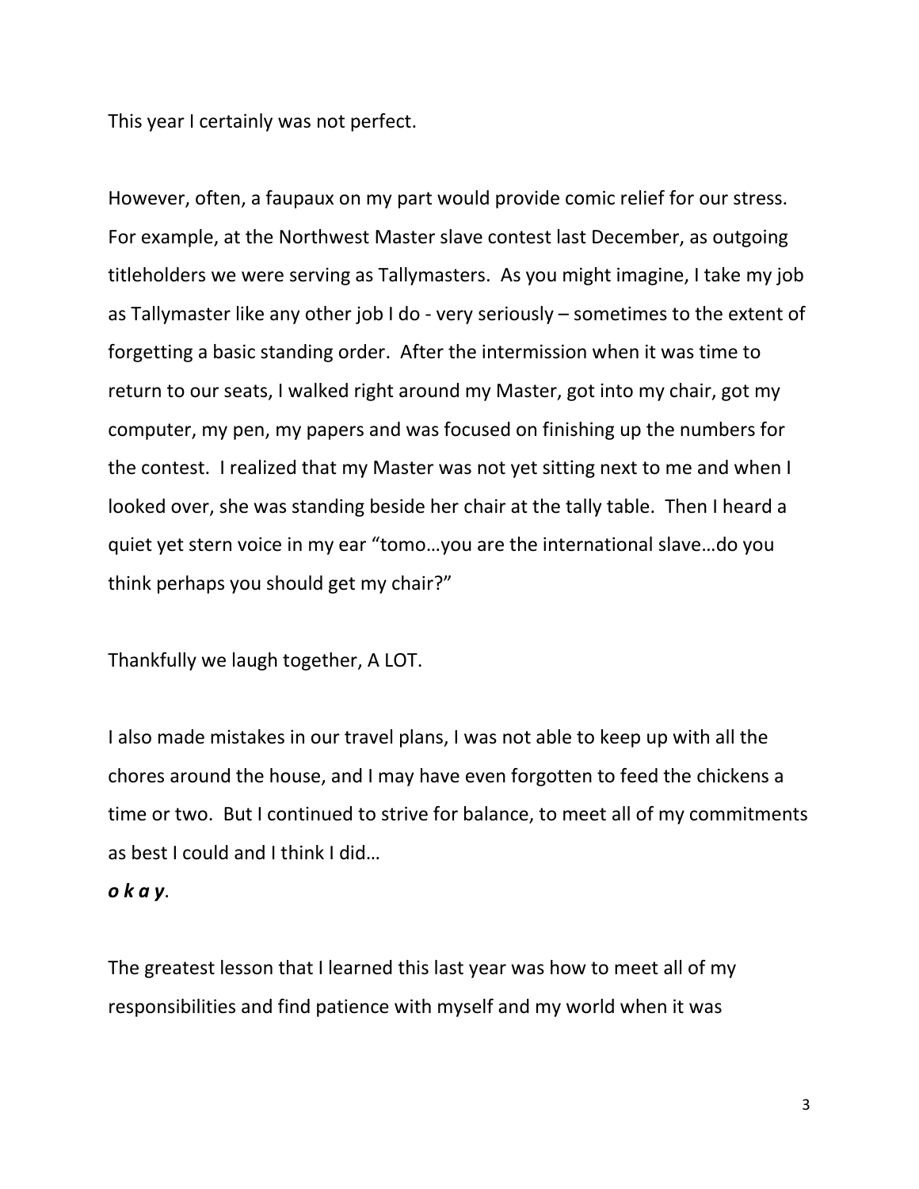This year I certainly was not perfect.

However, often, a faupaux on my part would provide comic relief for our stress. For example, at the Northwest Master slave contest last December, as outgoing titleholders we were serving as Tallymasters. As you might imagine, I take my job as Tallymaster like any other job I do - very seriously – sometimes to the extent of forgetting a basic standing order. After the intermission when it was time to return to our seats, I walked right around my Master, got into my chair, got my computer, my pen, my papers and was focused on finishing up the numbers for the contest. I realized that my Master was not yet sitting next to me and when I looked over, she was standing beside her chair at the tally table. Then I heard a quiet yet stern voice in my ear "tomo…you are the international slave…do you think perhaps you should get my chair?"

Thankfully we laugh together, A LOT.

I also made mistakes in our travel plans, I was not able to keep up with all the chores around the house, and I may have even forgotten to feed the chickens a time or two. But I continued to strive for balance, to meet all of my commitments as best I could and I think I did…
***o k a y***.

The greatest lesson that I learned this last year was how to meet all of my responsibilities and find patience with myself and my world when it was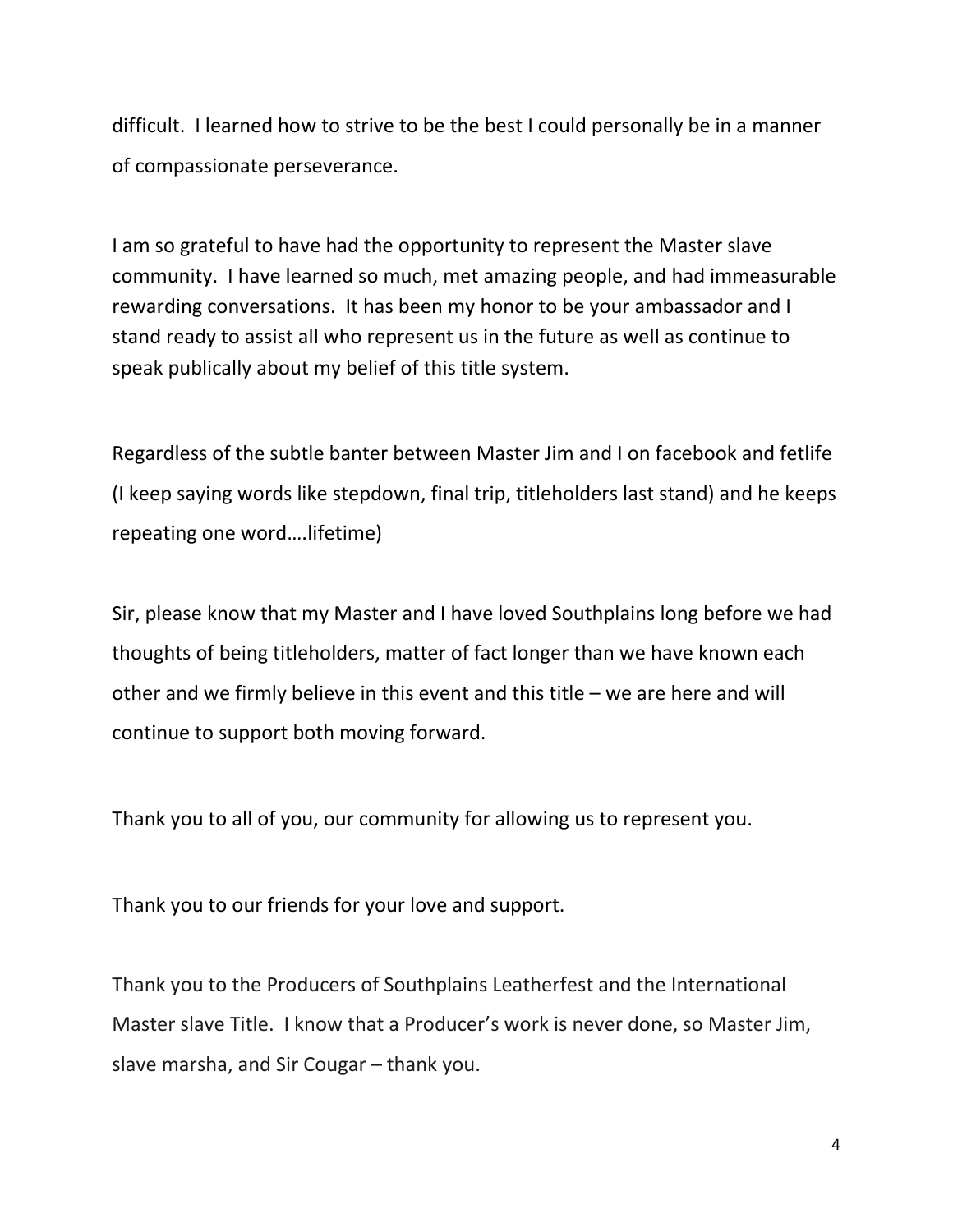difficult. I learned how to strive to be the best I could personally be in a manner of compassionate perseverance.

I am so grateful to have had the opportunity to represent the Master slave community. I have learned so much, met amazing people, and had immeasurable rewarding conversations. It has been my honor to be your ambassador and I stand ready to assist all who represent us in the future as well as continue to speak publically about my belief of this title system.

Regardless of the subtle banter between Master Jim and I on facebook and fetlife (I keep saying words like stepdown, final trip, titleholders last stand) and he keeps repeating one word….lifetime)

Sir, please know that my Master and I have loved Southplains long before we had thoughts of being titleholders, matter of fact longer than we have known each other and we firmly believe in this event and this title – we are here and will continue to support both moving forward.

Thank you to all of you, our community for allowing us to represent you.

Thank you to our friends for your love and support.

Thank you to the Producers of Southplains Leatherfest and the International Master slave Title. I know that a Producer's work is never done, so Master Jim, slave marsha, and Sir Cougar – thank you.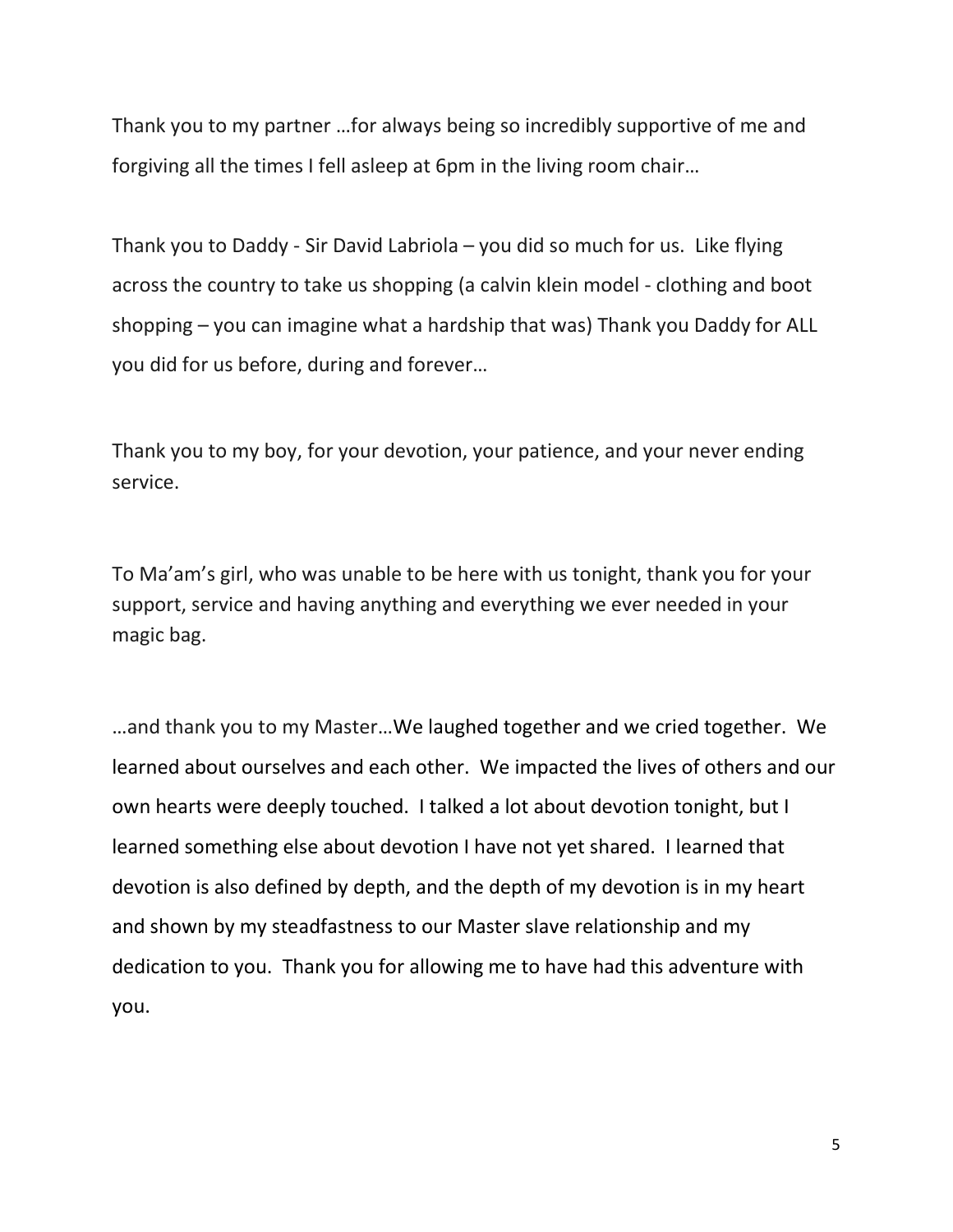Thank you to my partner …for always being so incredibly supportive of me and forgiving all the times I fell asleep at 6pm in the living room chair…

Thank you to Daddy - Sir David Labriola – you did so much for us. Like flying across the country to take us shopping (a calvin klein model - clothing and boot shopping – you can imagine what a hardship that was) Thank you Daddy for ALL you did for us before, during and forever…

Thank you to my boy, for your devotion, your patience, and your never ending service.

To Ma'am's girl, who was unable to be here with us tonight, thank you for your support, service and having anything and everything we ever needed in your magic bag.

…and thank you to my Master…We laughed together and we cried together. We learned about ourselves and each other. We impacted the lives of others and our own hearts were deeply touched. I talked a lot about devotion tonight, but I learned something else about devotion I have not yet shared. I learned that devotion is also defined by depth, and the depth of my devotion is in my heart and shown by my steadfastness to our Master slave relationship and my dedication to you. Thank you for allowing me to have had this adventure with you.